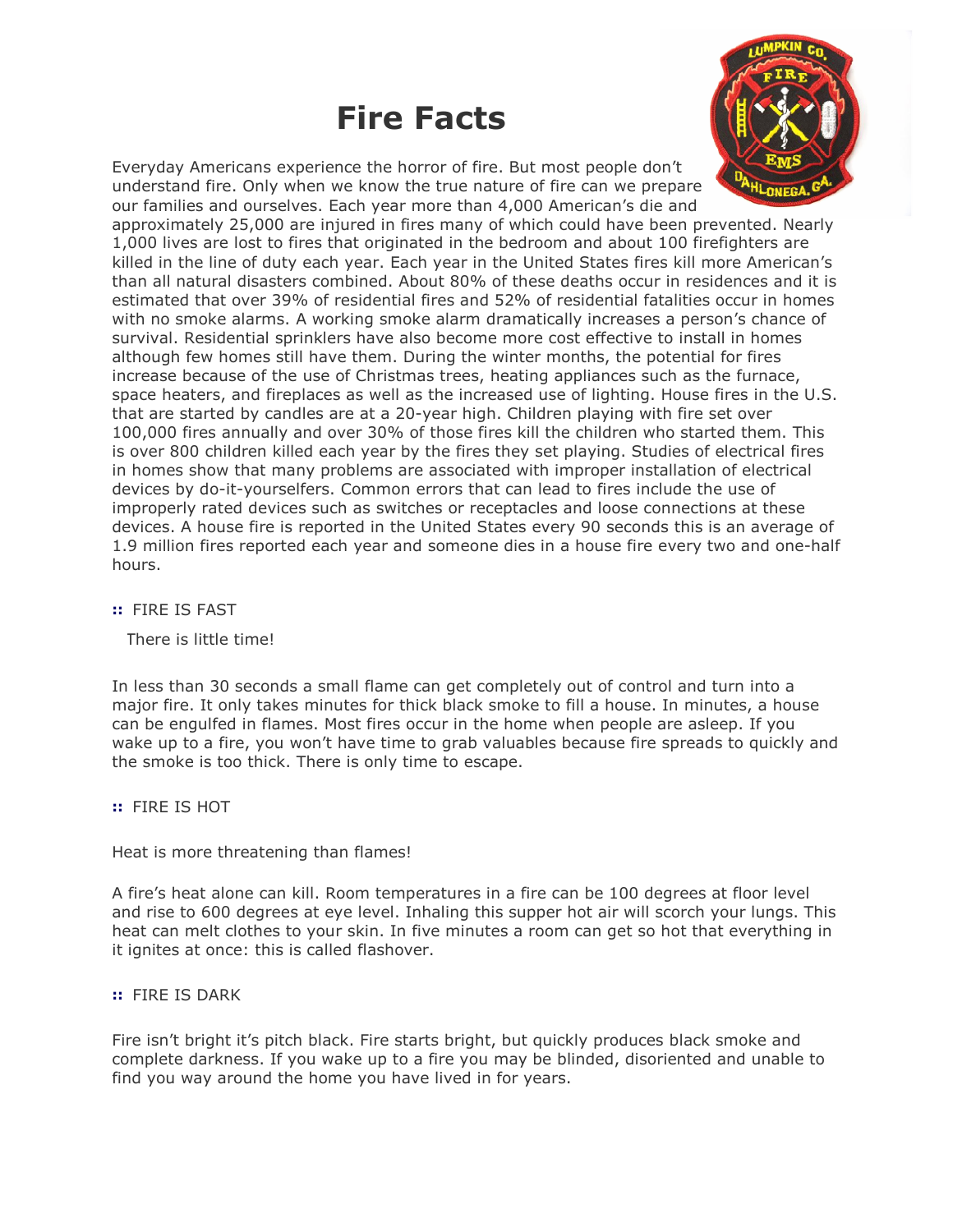# Fire Facts

Everyday Americans experience the horror of fire. But most people don't understand fire. Only when we know the true nature of fire can we prepare our families and ourselves. Each year more than 4,000 American's die and approximately 25,000 are injured in fires many of which could have been prevented. Nearly 1,000 lives are lost to fires that originated in the bedroom and about 100 firefighters are killed in the line of duty each year. Each year in the United States fires kill more American's than all natural disasters combined. About 80% of these deaths occur in residences and it is estimated that over 39% of residential fires and 52% of residential fatalities occur in homes with no smoke alarms. A working smoke alarm dramatically increases a person's chance of survival. Residential sprinklers have also become more cost effective to install in homes although few homes still have them. During the winter months, the potential for fires increase because of the use of Christmas trees, heating appliances such as the furnace, space heaters, and fireplaces as well as the increased use of lighting. House fires in the U.S. that are started by candles are at a 20-year high. Children playing with fire set over 100,000 fires annually and over 30% of those fires kill the children who started them. This is over 800 children killed each year by the fires they set playing. Studies of electrical fires in homes show that many problems are associated with improper installation of electrical devices by do-it-yourselfers. Common errors that can lead to fires include the use of improperly rated devices such as switches or receptacles and loose connections at these devices. A house fire is reported in the United States every 90 seconds this is an average of 1.9 million fires reported each year and someone dies in a house fire every two and one-half hours.

:: FIRE IS FAST

There is little time!

In less than 30 seconds a small flame can get completely out of control and turn into a major fire. It only takes minutes for thick black smoke to fill a house. In minutes, a house can be engulfed in flames. Most fires occur in the home when people are asleep. If you wake up to a fire, you won't have time to grab valuables because fire spreads to quickly and the smoke is too thick. There is only time to escape.

:: FIRE IS HOT

Heat is more threatening than flames!

A fire's heat alone can kill. Room temperatures in a fire can be 100 degrees at floor level and rise to 600 degrees at eye level. Inhaling this supper hot air will scorch your lungs. This heat can melt clothes to your skin. In five minutes a room can get so hot that everything in it ignites at once: this is called flashover.

:: FIRE IS DARK

Fire isn't bright it's pitch black. Fire starts bright, but quickly produces black smoke and complete darkness. If you wake up to a fire you may be blinded, disoriented and unable to find you way around the home you have lived in for years.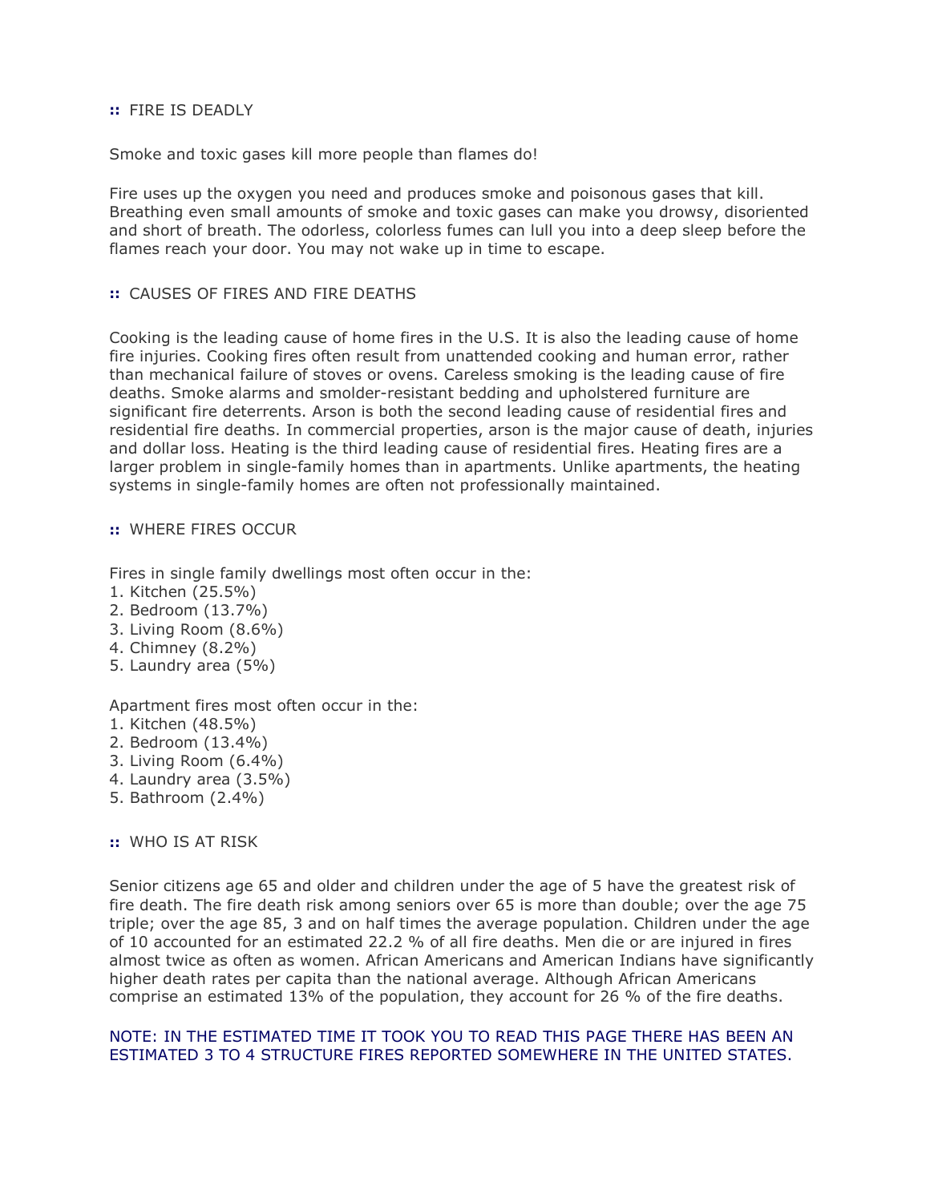## :: FIRE IS DEADLY

Smoke and toxic gases kill more people than flames do!

Fire uses up the oxygen you need and produces smoke and poisonous gases that kill. Breathing even small amounts of smoke and toxic gases can make you drowsy, disoriented and short of breath. The odorless, colorless fumes can lull you into a deep sleep before the flames reach your door. You may not wake up in time to escape.

## :: CAUSES OF FIRES AND FIRE DEATHS

Cooking is the leading cause of home fires in the U.S. It is also the leading cause of home fire injuries. Cooking fires often result from unattended cooking and human error, rather than mechanical failure of stoves or ovens. Careless smoking is the leading cause of fire deaths. Smoke alarms and smolder-resistant bedding and upholstered furniture are significant fire deterrents. Arson is both the second leading cause of residential fires and residential fire deaths. In commercial properties, arson is the major cause of death, injuries and dollar loss. Heating is the third leading cause of residential fires. Heating fires are a larger problem in single-family homes than in apartments. Unlike apartments, the heating systems in single-family homes are often not professionally maintained.

## :: WHERE FIRES OCCUR

Fires in single family dwellings most often occur in the:

1. Kitchen (25.5%)
2. Bedroom (13.7%)
3. Living Room (8.6%)
4. Chimney (8.2%)
5. Laundry area (5%)

Apartment fires most often occur in the:

1. Kitchen (48.5%)
2. Bedroom (13.4%)
3. Living Room (6.4%)
4. Laundry area (3.5%)
5. Bathroom (2.4%)

## :: WHO IS AT RISK

Senior citizens age 65 and older and children under the age of 5 have the greatest risk of fire death. The fire death risk among seniors over 65 is more than double; over the age 75 triple; over the age 85, 3 and on half times the average population. Children under the age of 10 accounted for an estimated 22.2 % of all fire deaths. Men die or are injured in fires almost twice as often as women. African Americans and American Indians have significantly higher death rates per capita than the national average. Although African Americans comprise an estimated 13% of the population, they account for 26 % of the fire deaths.

NOTE: IN THE ESTIMATED TIME IT TOOK YOU TO READ THIS PAGE THERE HAS BEEN AN ESTIMATED 3 TO 4 STRUCTURE FIRES REPORTED SOMEWHERE IN THE UNITED STATES.